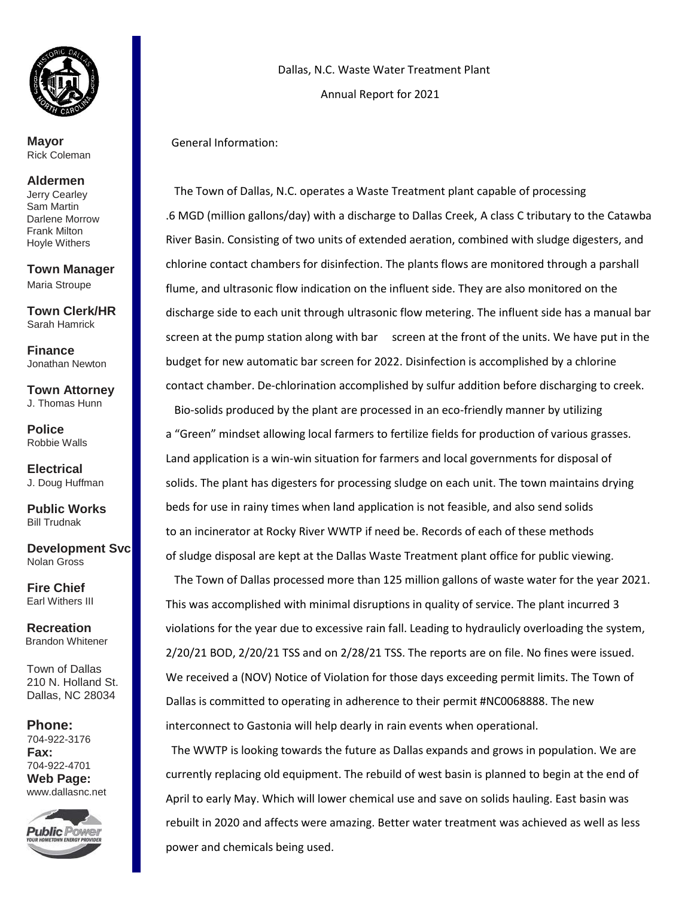**Mayor**
Rick Coleman

**Aldermen**
Jerry Cearley
Sam Martin
Darlene Morrow
Frank Milton
Hoyle Withers

**Town Manager**
Maria Stroupe

**Town Clerk/HR**
Sarah Hamrick

**Finance**
Jonathan Newton

**Town Attorney**
J. Thomas Hunn

**Police**
Robbie Walls

**Electrical**
J. Doug Huffman

**Public Works**
Bill Trudnak

**Development Svc**
Nolan Gross

**Fire Chief**
Earl Withers III

**Recreation**
Brandon Whitener

Town of Dallas
210 N. Holland St.
Dallas, NC 28034

**Phone:**
704-922-3176
**Fax:**
704-922-4701
**Web Page:**
www.dallasnc.net

Dallas, N.C. Waste Water Treatment Plant

Annual Report for 2021

General Information:

The Town of Dallas, N.C. operates a Waste Treatment plant capable of processing .6 MGD (million gallons/day) with a discharge to Dallas Creek, A class C tributary to the Catawba River Basin. Consisting of two units of extended aeration, combined with sludge digesters, and chlorine contact chambers for disinfection. The plants flows are monitored through a parshall flume, and ultrasonic flow indication on the influent side. They are also monitored on the discharge side to each unit through ultrasonic flow metering. The influent side has a manual bar screen at the pump station along with bar screen at the front of the units. We have put in the budget for new automatic bar screen for 2022. Disinfection is accomplished by a chlorine contact chamber. De-chlorination accomplished by sulfur addition before discharging to creek.

Bio-solids produced by the plant are processed in an eco-friendly manner by utilizing a "Green" mindset allowing local farmers to fertilize fields for production of various grasses. Land application is a win-win situation for farmers and local governments for disposal of solids. The plant has digesters for processing sludge on each unit. The town maintains drying beds for use in rainy times when land application is not feasible, and also send solids to an incinerator at Rocky River WWTP if need be. Records of each of these methods of sludge disposal are kept at the Dallas Waste Treatment plant office for public viewing.

The Town of Dallas processed more than 125 million gallons of waste water for the year 2021. This was accomplished with minimal disruptions in quality of service. The plant incurred 3 violations for the year due to excessive rain fall. Leading to hydraulicly overloading the system, 2/20/21 BOD, 2/20/21 TSS and on 2/28/21 TSS. The reports are on file. No fines were issued. We received a (NOV) Notice of Violation for those days exceeding permit limits. The Town of Dallas is committed to operating in adherence to their permit #NC0068888. The new interconnect to Gastonia will help dearly in rain events when operational.

The WWTP is looking towards the future as Dallas expands and grows in population. We are currently replacing old equipment. The rebuild of west basin is planned to begin at the end of April to early May. Which will lower chemical use and save on solids hauling. East basin was rebuilt in 2020 and affects were amazing. Better water treatment was achieved as well as less power and chemicals being used.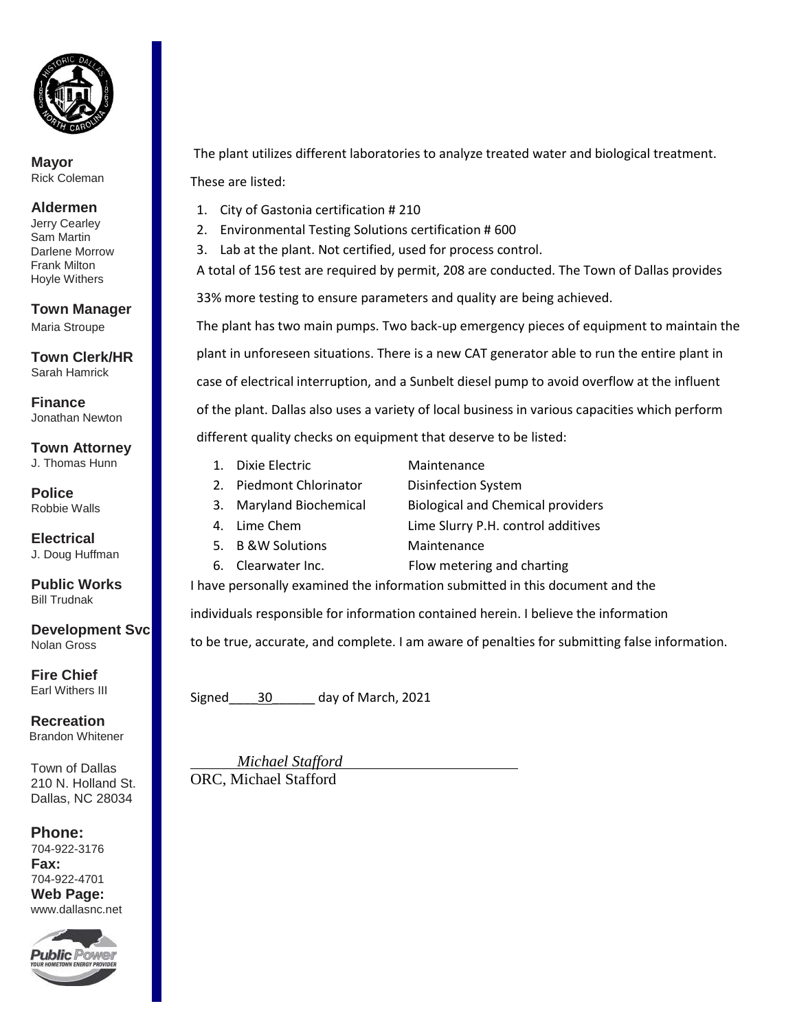**Mayor**
Rick Coleman

**Aldermen**
Jerry Cearley
Sam Martin
Darlene Morrow
Frank Milton
Hoyle Withers

**Town Manager**
Maria Stroupe

**Town Clerk/HR**
Sarah Hamrick

**Finance**
Jonathan Newton

**Town Attorney**
J. Thomas Hunn

**Police**
Robbie Walls

**Electrical**
J. Doug Huffman

**Public Works**
Bill Trudnak

**Development Svc**
Nolan Gross

**Fire Chief**
Earl Withers III

**Recreation**
Brandon Whitener

Town of Dallas
210 N. Holland St.
Dallas, NC 28034

**Phone:**
704-922-3176
**Fax:**
704-922-4701
**Web Page:**
www.dallasnc.net

The plant utilizes different laboratories to analyze treated water and biological treatment.

These are listed:

1. City of Gastonia certification # 210
2. Environmental Testing Solutions certification # 600
3. Lab at the plant. Not certified, used for process control.

A total of 156 test are required by permit, 208 are conducted. The Town of Dallas provides 33% more testing to ensure parameters and quality are being achieved.

The plant has two main pumps. Two back-up emergency pieces of equipment to maintain the plant in unforeseen situations. There is a new CAT generator able to run the entire plant in case of electrical interruption, and a Sunbelt diesel pump to avoid overflow at the influent of the plant. Dallas also uses a variety of local business in various capacities which perform different quality checks on equipment that deserve to be listed:

| | |
|---|---|
| 1. Dixie Electric | Maintenance |
| 2. Piedmont Chlorinator | Disinfection System |
| 3. Maryland Biochemical | Biological and Chemical providers |
| 4. Lime Chem | Lime Slurry P.H. control additives |
| 5. B &W Solutions | Maintenance |
| 6. Clearwater Inc. | Flow metering and charting |

I have personally examined the information submitted in this document and the individuals responsible for information contained herein. I believe the information to be true, accurate, and complete. I am aware of penalties for submitting false information.

Signed\_\_\_\_30\_\_\_\_\_\_ day of March, 2021

*Michael Stafford*

ORC, Michael Stafford